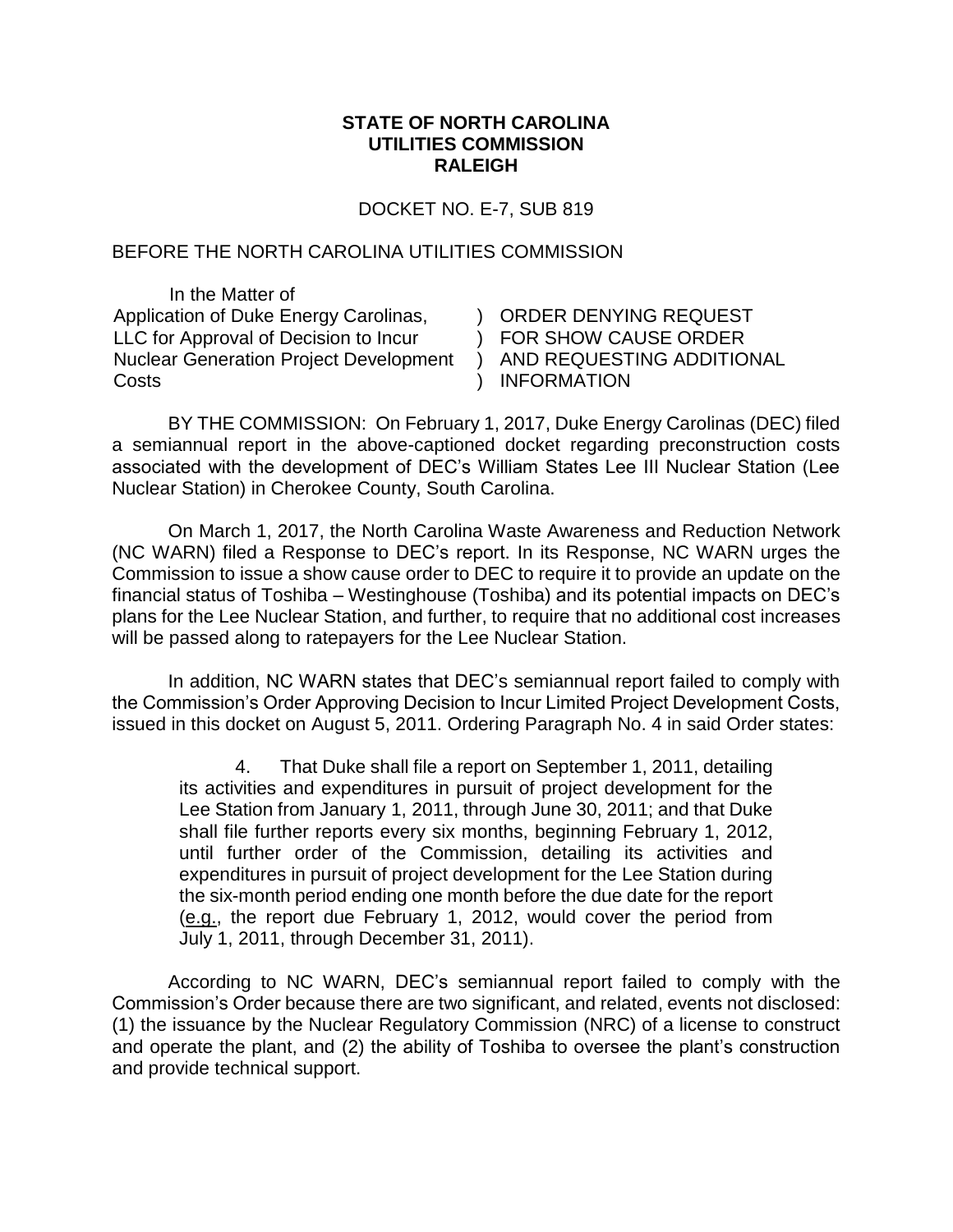**STATE OF NORTH CAROLINA**
**UTILITIES COMMISSION**
**RALEIGH**

DOCKET NO. E-7, SUB 819

BEFORE THE NORTH CAROLINA UTILITIES COMMISSION

| In the Matter of | |
|---|---|
| Application of Duke Energy Carolinas, LLC for Approval of Decision to Incur Nuclear Generation Project Development Costs | ) ORDER DENYING REQUEST ) FOR SHOW CAUSE ORDER ) AND REQUESTING ADDITIONAL ) INFORMATION |

BY THE COMMISSION: On February 1, 2017, Duke Energy Carolinas (DEC) filed a semiannual report in the above-captioned docket regarding preconstruction costs associated with the development of DEC's William States Lee III Nuclear Station (Lee Nuclear Station) in Cherokee County, South Carolina.

On March 1, 2017, the North Carolina Waste Awareness and Reduction Network (NC WARN) filed a Response to DEC's report. In its Response, NC WARN urges the Commission to issue a show cause order to DEC to require it to provide an update on the financial status of Toshiba – Westinghouse (Toshiba) and its potential impacts on DEC's plans for the Lee Nuclear Station, and further, to require that no additional cost increases will be passed along to ratepayers for the Lee Nuclear Station.

In addition, NC WARN states that DEC's semiannual report failed to comply with the Commission's Order Approving Decision to Incur Limited Project Development Costs, issued in this docket on August 5, 2011. Ordering Paragraph No. 4 in said Order states:

> 4. That Duke shall file a report on September 1, 2011, detailing its activities and expenditures in pursuit of project development for the Lee Station from January 1, 2011, through June 30, 2011; and that Duke shall file further reports every six months, beginning February 1, 2012, until further order of the Commission, detailing its activities and expenditures in pursuit of project development for the Lee Station during the six-month period ending one month before the due date for the report (e.g., the report due February 1, 2012, would cover the period from July 1, 2011, through December 31, 2011).

According to NC WARN, DEC's semiannual report failed to comply with the Commission's Order because there are two significant, and related, events not disclosed: (1) the issuance by the Nuclear Regulatory Commission (NRC) of a license to construct and operate the plant, and (2) the ability of Toshiba to oversee the plant's construction and provide technical support.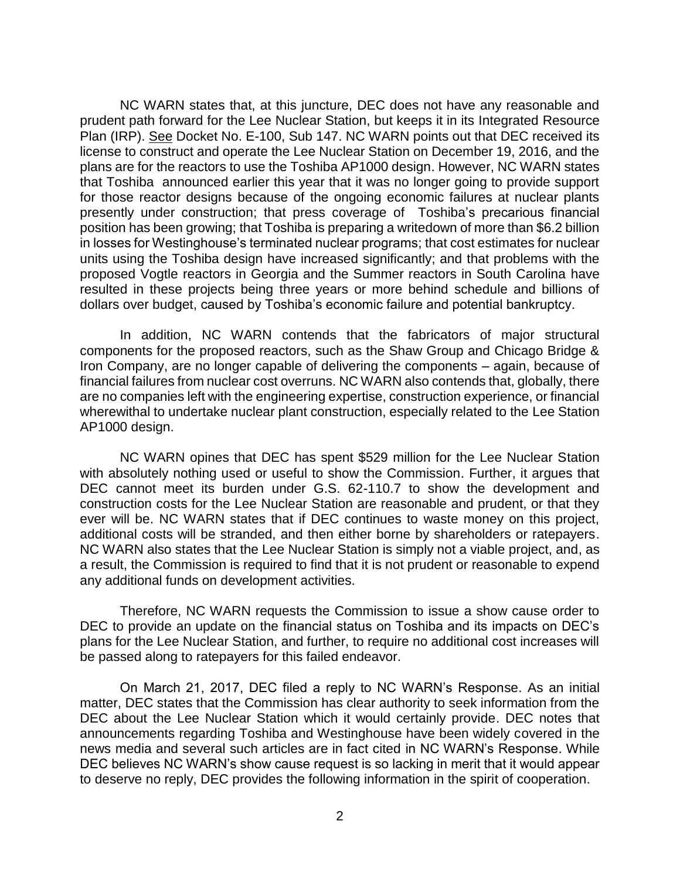NC WARN states that, at this juncture, DEC does not have any reasonable and prudent path forward for the Lee Nuclear Station, but keeps it in its Integrated Resource Plan (IRP). See Docket No. E-100, Sub 147. NC WARN points out that DEC received its license to construct and operate the Lee Nuclear Station on December 19, 2016, and the plans are for the reactors to use the Toshiba AP1000 design. However, NC WARN states that Toshiba announced earlier this year that it was no longer going to provide support for those reactor designs because of the ongoing economic failures at nuclear plants presently under construction; that press coverage of Toshiba's precarious financial position has been growing; that Toshiba is preparing a writedown of more than $6.2 billion in losses for Westinghouse's terminated nuclear programs; that cost estimates for nuclear units using the Toshiba design have increased significantly; and that problems with the proposed Vogtle reactors in Georgia and the Summer reactors in South Carolina have resulted in these projects being three years or more behind schedule and billions of dollars over budget, caused by Toshiba's economic failure and potential bankruptcy.

In addition, NC WARN contends that the fabricators of major structural components for the proposed reactors, such as the Shaw Group and Chicago Bridge & Iron Company, are no longer capable of delivering the components – again, because of financial failures from nuclear cost overruns. NC WARN also contends that, globally, there are no companies left with the engineering expertise, construction experience, or financial wherewithal to undertake nuclear plant construction, especially related to the Lee Station AP1000 design.

NC WARN opines that DEC has spent $529 million for the Lee Nuclear Station with absolutely nothing used or useful to show the Commission. Further, it argues that DEC cannot meet its burden under G.S. 62-110.7 to show the development and construction costs for the Lee Nuclear Station are reasonable and prudent, or that they ever will be. NC WARN states that if DEC continues to waste money on this project, additional costs will be stranded, and then either borne by shareholders or ratepayers. NC WARN also states that the Lee Nuclear Station is simply not a viable project, and, as a result, the Commission is required to find that it is not prudent or reasonable to expend any additional funds on development activities.

Therefore, NC WARN requests the Commission to issue a show cause order to DEC to provide an update on the financial status on Toshiba and its impacts on DEC's plans for the Lee Nuclear Station, and further, to require no additional cost increases will be passed along to ratepayers for this failed endeavor.

On March 21, 2017, DEC filed a reply to NC WARN's Response. As an initial matter, DEC states that the Commission has clear authority to seek information from the DEC about the Lee Nuclear Station which it would certainly provide. DEC notes that announcements regarding Toshiba and Westinghouse have been widely covered in the news media and several such articles are in fact cited in NC WARN's Response. While DEC believes NC WARN's show cause request is so lacking in merit that it would appear to deserve no reply, DEC provides the following information in the spirit of cooperation.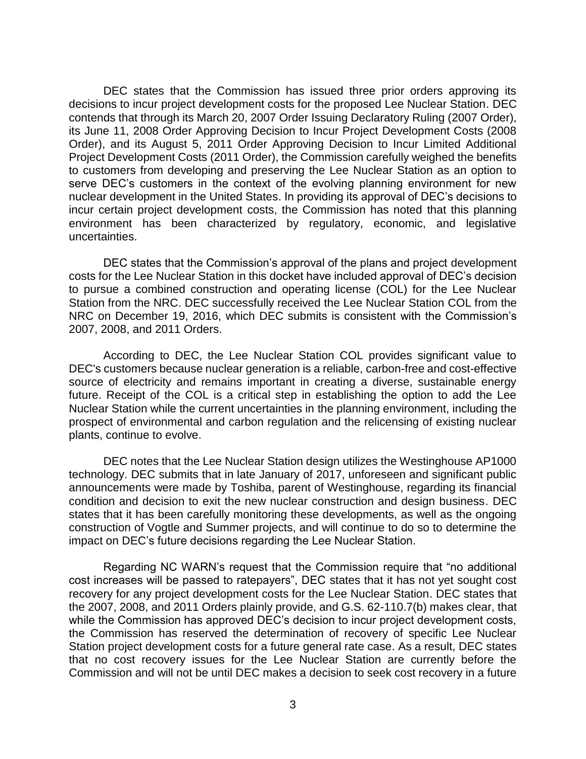DEC states that the Commission has issued three prior orders approving its decisions to incur project development costs for the proposed Lee Nuclear Station. DEC contends that through its March 20, 2007 Order Issuing Declaratory Ruling (2007 Order), its June 11, 2008 Order Approving Decision to Incur Project Development Costs (2008 Order), and its August 5, 2011 Order Approving Decision to Incur Limited Additional Project Development Costs (2011 Order), the Commission carefully weighed the benefits to customers from developing and preserving the Lee Nuclear Station as an option to serve DEC's customers in the context of the evolving planning environment for new nuclear development in the United States. In providing its approval of DEC's decisions to incur certain project development costs, the Commission has noted that this planning environment has been characterized by regulatory, economic, and legislative uncertainties.

DEC states that the Commission's approval of the plans and project development costs for the Lee Nuclear Station in this docket have included approval of DEC's decision to pursue a combined construction and operating license (COL) for the Lee Nuclear Station from the NRC. DEC successfully received the Lee Nuclear Station COL from the NRC on December 19, 2016, which DEC submits is consistent with the Commission's 2007, 2008, and 2011 Orders.

According to DEC, the Lee Nuclear Station COL provides significant value to DEC's customers because nuclear generation is a reliable, carbon-free and cost-effective source of electricity and remains important in creating a diverse, sustainable energy future. Receipt of the COL is a critical step in establishing the option to add the Lee Nuclear Station while the current uncertainties in the planning environment, including the prospect of environmental and carbon regulation and the relicensing of existing nuclear plants, continue to evolve.

DEC notes that the Lee Nuclear Station design utilizes the Westinghouse AP1000 technology. DEC submits that in late January of 2017, unforeseen and significant public announcements were made by Toshiba, parent of Westinghouse, regarding its financial condition and decision to exit the new nuclear construction and design business. DEC states that it has been carefully monitoring these developments, as well as the ongoing construction of Vogtle and Summer projects, and will continue to do so to determine the impact on DEC's future decisions regarding the Lee Nuclear Station.

Regarding NC WARN's request that the Commission require that "no additional cost increases will be passed to ratepayers", DEC states that it has not yet sought cost recovery for any project development costs for the Lee Nuclear Station. DEC states that the 2007, 2008, and 2011 Orders plainly provide, and G.S. 62-110.7(b) makes clear, that while the Commission has approved DEC's decision to incur project development costs, the Commission has reserved the determination of recovery of specific Lee Nuclear Station project development costs for a future general rate case. As a result, DEC states that no cost recovery issues for the Lee Nuclear Station are currently before the Commission and will not be until DEC makes a decision to seek cost recovery in a future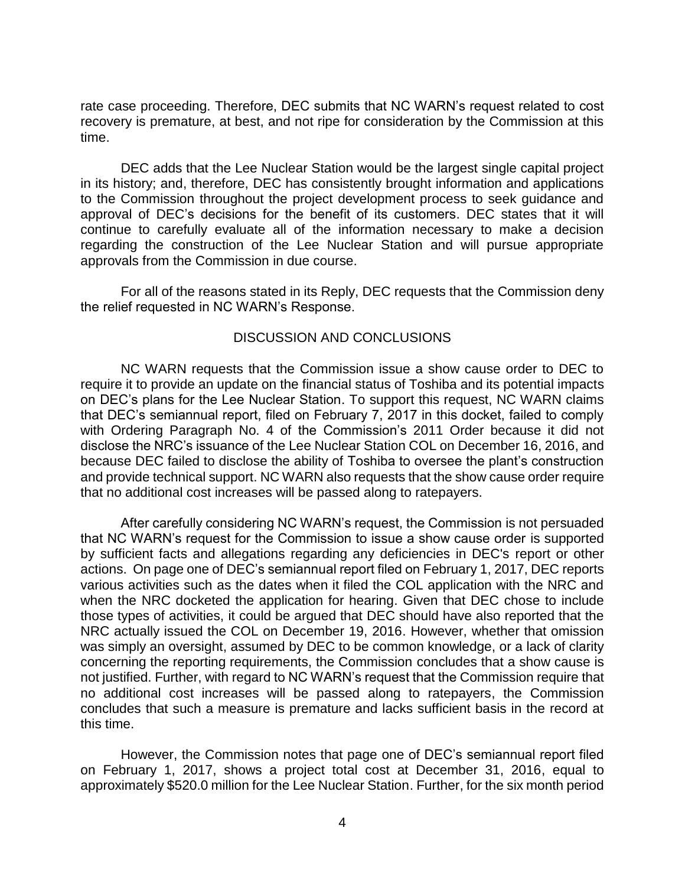rate case proceeding. Therefore, DEC submits that NC WARN's request related to cost recovery is premature, at best, and not ripe for consideration by the Commission at this time.

DEC adds that the Lee Nuclear Station would be the largest single capital project in its history; and, therefore, DEC has consistently brought information and applications to the Commission throughout the project development process to seek guidance and approval of DEC's decisions for the benefit of its customers. DEC states that it will continue to carefully evaluate all of the information necessary to make a decision regarding the construction of the Lee Nuclear Station and will pursue appropriate approvals from the Commission in due course.

For all of the reasons stated in its Reply, DEC requests that the Commission deny the relief requested in NC WARN's Response.

## DISCUSSION AND CONCLUSIONS

NC WARN requests that the Commission issue a show cause order to DEC to require it to provide an update on the financial status of Toshiba and its potential impacts on DEC's plans for the Lee Nuclear Station. To support this request, NC WARN claims that DEC's semiannual report, filed on February 7, 2017 in this docket, failed to comply with Ordering Paragraph No. 4 of the Commission's 2011 Order because it did not disclose the NRC's issuance of the Lee Nuclear Station COL on December 16, 2016, and because DEC failed to disclose the ability of Toshiba to oversee the plant's construction and provide technical support. NC WARN also requests that the show cause order require that no additional cost increases will be passed along to ratepayers.

After carefully considering NC WARN's request, the Commission is not persuaded that NC WARN's request for the Commission to issue a show cause order is supported by sufficient facts and allegations regarding any deficiencies in DEC's report or other actions. On page one of DEC's semiannual report filed on February 1, 2017, DEC reports various activities such as the dates when it filed the COL application with the NRC and when the NRC docketed the application for hearing. Given that DEC chose to include those types of activities, it could be argued that DEC should have also reported that the NRC actually issued the COL on December 19, 2016. However, whether that omission was simply an oversight, assumed by DEC to be common knowledge, or a lack of clarity concerning the reporting requirements, the Commission concludes that a show cause is not justified. Further, with regard to NC WARN's request that the Commission require that no additional cost increases will be passed along to ratepayers, the Commission concludes that such a measure is premature and lacks sufficient basis in the record at this time.

However, the Commission notes that page one of DEC's semiannual report filed on February 1, 2017, shows a project total cost at December 31, 2016, equal to approximately $520.0 million for the Lee Nuclear Station. Further, for the six month period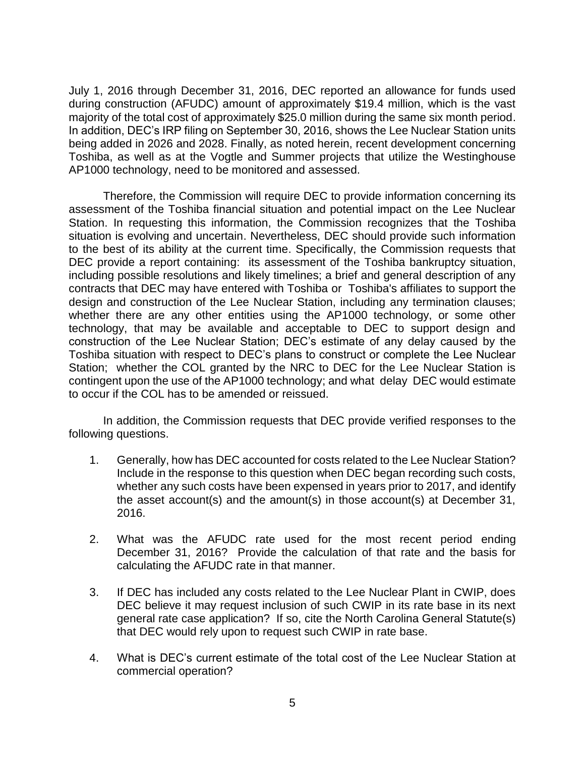July 1, 2016 through December 31, 2016, DEC reported an allowance for funds used during construction (AFUDC) amount of approximately $19.4 million, which is the vast majority of the total cost of approximately $25.0 million during the same six month period. In addition, DEC's IRP filing on September 30, 2016, shows the Lee Nuclear Station units being added in 2026 and 2028. Finally, as noted herein, recent development concerning Toshiba, as well as at the Vogtle and Summer projects that utilize the Westinghouse AP1000 technology, need to be monitored and assessed.

Therefore, the Commission will require DEC to provide information concerning its assessment of the Toshiba financial situation and potential impact on the Lee Nuclear Station. In requesting this information, the Commission recognizes that the Toshiba situation is evolving and uncertain. Nevertheless, DEC should provide such information to the best of its ability at the current time. Specifically, the Commission requests that DEC provide a report containing: its assessment of the Toshiba bankruptcy situation, including possible resolutions and likely timelines; a brief and general description of any contracts that DEC may have entered with Toshiba or Toshiba's affiliates to support the design and construction of the Lee Nuclear Station, including any termination clauses; whether there are any other entities using the AP1000 technology, or some other technology, that may be available and acceptable to DEC to support design and construction of the Lee Nuclear Station; DEC's estimate of any delay caused by the Toshiba situation with respect to DEC's plans to construct or complete the Lee Nuclear Station; whether the COL granted by the NRC to DEC for the Lee Nuclear Station is contingent upon the use of the AP1000 technology; and what delay DEC would estimate to occur if the COL has to be amended or reissued.

In addition, the Commission requests that DEC provide verified responses to the following questions.

1. Generally, how has DEC accounted for costs related to the Lee Nuclear Station? Include in the response to this question when DEC began recording such costs, whether any such costs have been expensed in years prior to 2017, and identify the asset account(s) and the amount(s) in those account(s) at December 31, 2016.

2. What was the AFUDC rate used for the most recent period ending December 31, 2016? Provide the calculation of that rate and the basis for calculating the AFUDC rate in that manner.

3. If DEC has included any costs related to the Lee Nuclear Plant in CWIP, does DEC believe it may request inclusion of such CWIP in its rate base in its next general rate case application? If so, cite the North Carolina General Statute(s) that DEC would rely upon to request such CWIP in rate base.

4. What is DEC's current estimate of the total cost of the Lee Nuclear Station at commercial operation?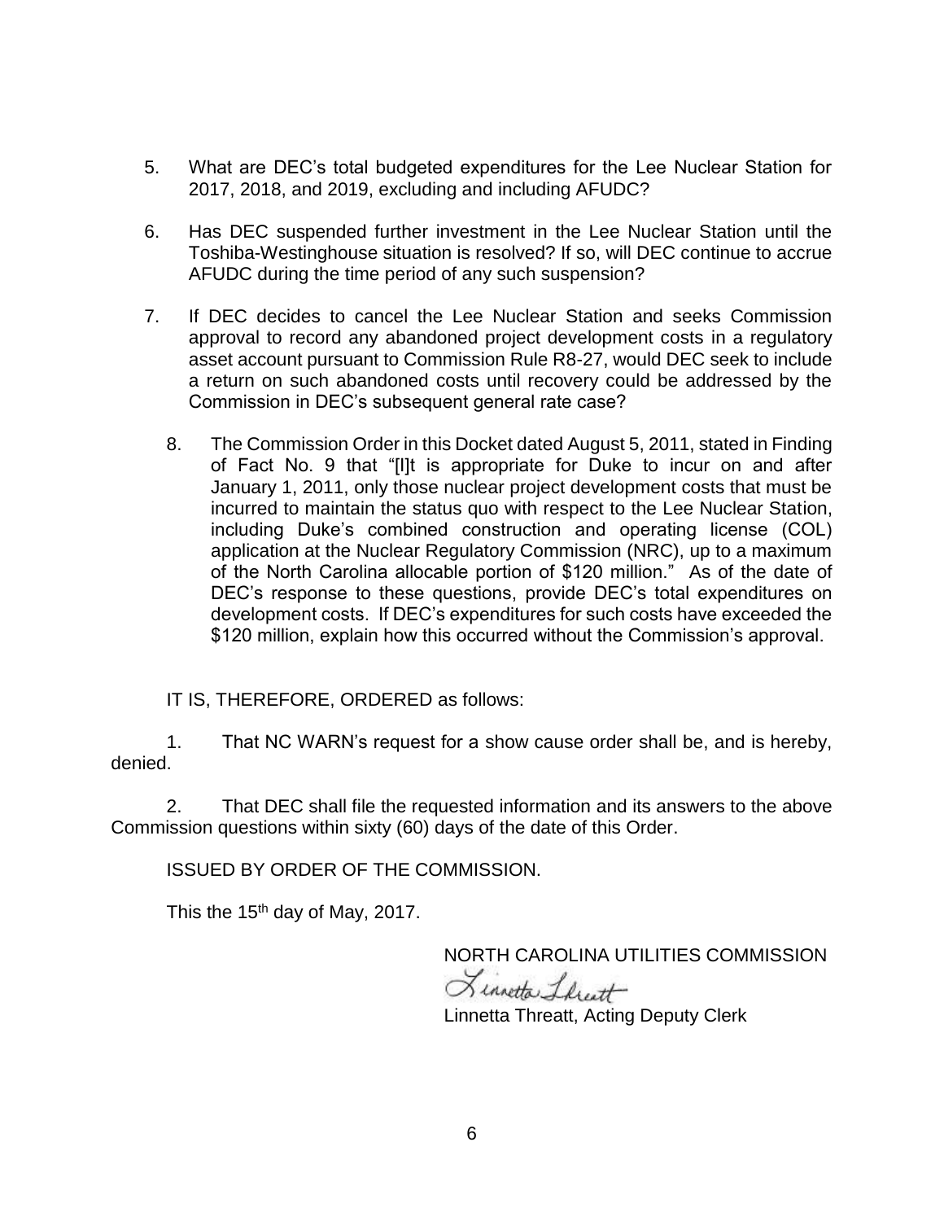5. What are DEC's total budgeted expenditures for the Lee Nuclear Station for 2017, 2018, and 2019, excluding and including AFUDC?

6. Has DEC suspended further investment in the Lee Nuclear Station until the Toshiba-Westinghouse situation is resolved? If so, will DEC continue to accrue AFUDC during the time period of any such suspension?

7. If DEC decides to cancel the Lee Nuclear Station and seeks Commission approval to record any abandoned project development costs in a regulatory asset account pursuant to Commission Rule R8-27, would DEC seek to include a return on such abandoned costs until recovery could be addressed by the Commission in DEC's subsequent general rate case?

8. The Commission Order in this Docket dated August 5, 2011, stated in Finding of Fact No. 9 that "[I]t is appropriate for Duke to incur on and after January 1, 2011, only those nuclear project development costs that must be incurred to maintain the status quo with respect to the Lee Nuclear Station, including Duke's combined construction and operating license (COL) application at the Nuclear Regulatory Commission (NRC), up to a maximum of the North Carolina allocable portion of $120 million." As of the date of DEC's response to these questions, provide DEC's total expenditures on development costs. If DEC's expenditures for such costs have exceeded the $120 million, explain how this occurred without the Commission's approval.

IT IS, THEREFORE, ORDERED as follows:

1. That NC WARN's request for a show cause order shall be, and is hereby, denied.

2. That DEC shall file the requested information and its answers to the above Commission questions within sixty (60) days of the date of this Order.

ISSUED BY ORDER OF THE COMMISSION.

This the 15th day of May, 2017.

NORTH CAROLINA UTILITIES COMMISSION

Linnetta Threatt

Linnetta Threatt, Acting Deputy Clerk